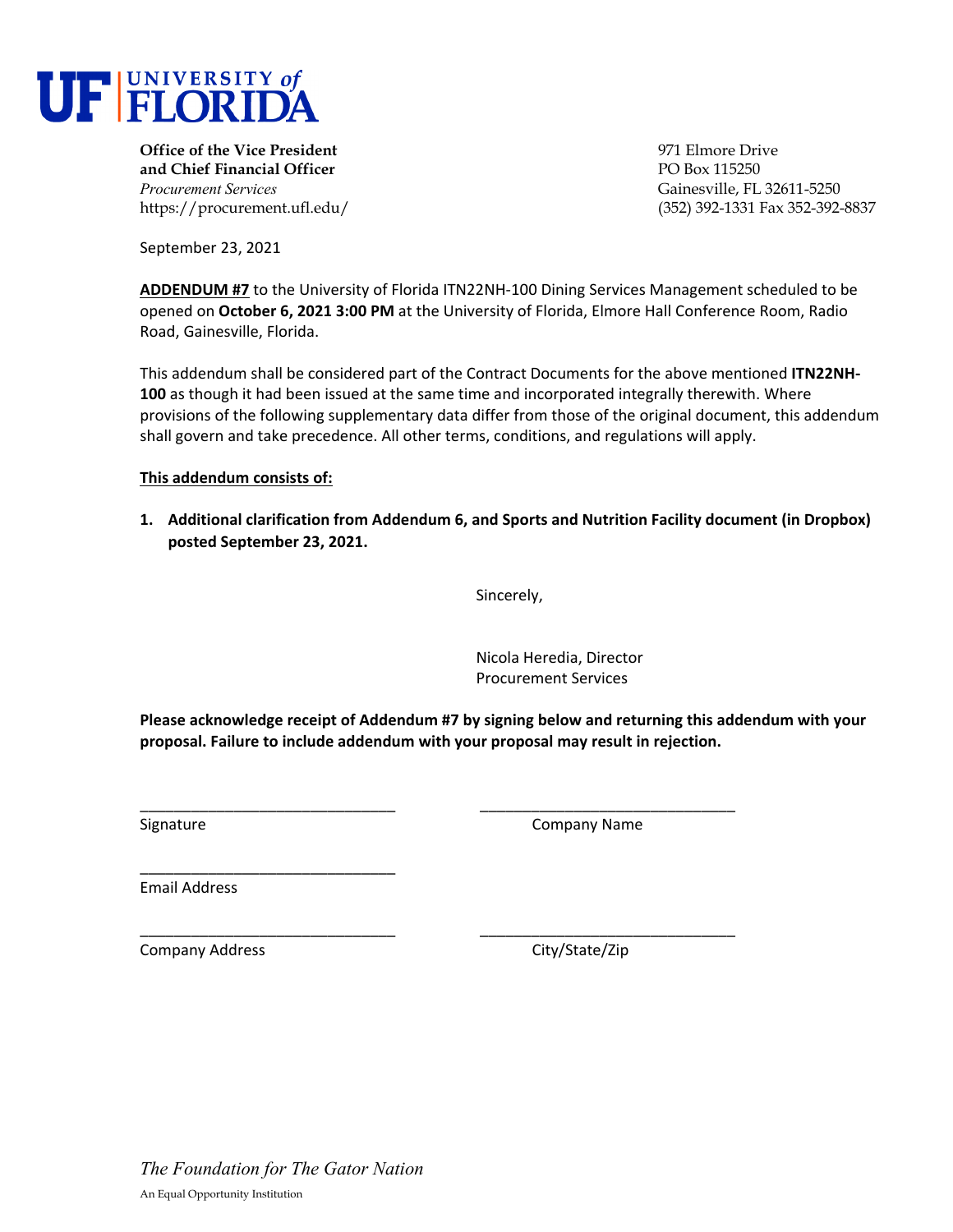**UF | UNIVERSITY of FLORIDA**

**Office of the Vice President**
**and Chief Financial Officer**
*Procurement Services*
https://procurement.ufl.edu/

971 Elmore Drive
PO Box 115250
Gainesville, FL 32611-5250
(352) 392-1331 Fax 352-392-8837

September 23, 2021

**ADDENDUM #7** to the University of Florida ITN22NH-100 Dining Services Management scheduled to be opened on **October 6, 2021 3:00 PM** at the University of Florida, Elmore Hall Conference Room, Radio Road, Gainesville, Florida.

This addendum shall be considered part of the Contract Documents for the above mentioned **ITN22NH-100** as though it had been issued at the same time and incorporated integrally therewith. Where provisions of the following supplementary data differ from those of the original document, this addendum shall govern and take precedence. All other terms, conditions, and regulations will apply.

**This addendum consists of:**

1. **Additional clarification from Addendum 6, and Sports and Nutrition Facility document (in Dropbox) posted September 23, 2021.**

Sincerely,

Nicola Heredia, Director
Procurement Services

**Please acknowledge receipt of Addendum #7 by signing below and returning this addendum with your proposal. Failure to include addendum with your proposal may result in rejection.**

______________________________ ______________________________
Signature Company Name

______________________________
Email Address

______________________________ ______________________________
Company Address City/State/Zip

*The Foundation for The Gator Nation*

An Equal Opportunity Institution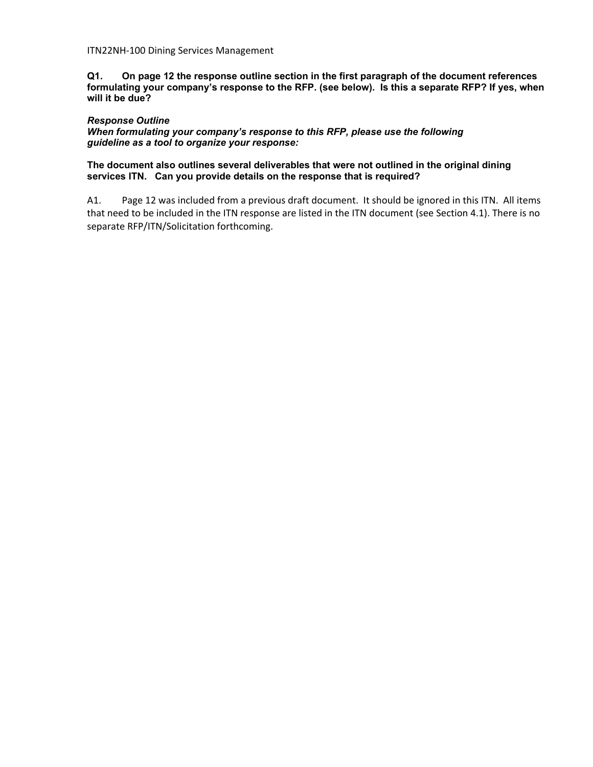ITN22NH-100 Dining Services Management

**Q1. On page 12 the response outline section in the first paragraph of the document references formulating your company's response to the RFP. (see below). Is this a separate RFP? If yes, when will it be due?**

***Response Outline***
***When formulating your company's response to this RFP, please use the following guideline as a tool to organize your response:***

**The document also outlines several deliverables that were not outlined in the original dining services ITN. Can you provide details on the response that is required?**

A1. Page 12 was included from a previous draft document. It should be ignored in this ITN. All items that need to be included in the ITN response are listed in the ITN document (see Section 4.1). There is no separate RFP/ITN/Solicitation forthcoming.